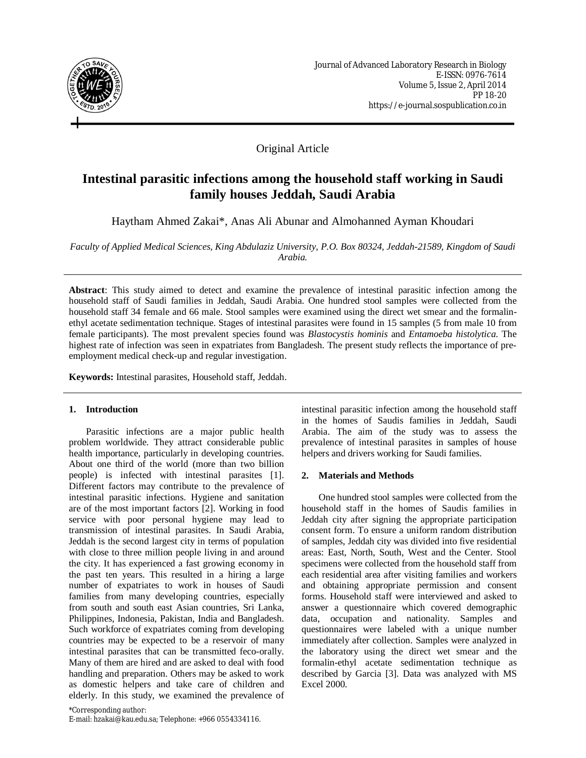Original Article

# Intestinal parasitic infections among the household staff working in Saudi family houses Jeddah, Saudi Arabia

Haytham Ahmed Zakai*, Anas Ali Abunar and Almohanned Ayman Khoudari

*Faculty of Applied Medical Sciences, King Abdulaziz University, P.O. Box 80324, Jeddah-21589, Kingdom of Saudi Arabia.*

**Abstract**: This study aimed to detect and examine the prevalence of intestinal parasitic infection among the household staff of Saudi families in Jeddah, Saudi Arabia. One hundred stool samples were collected from the household staff 34 female and 66 male. Stool samples were examined using the direct wet smear and the formalin-ethyl acetate sedimentation technique. Stages of intestinal parasites were found in 15 samples (5 from male 10 from female participants). The most prevalent species found was *Blastocystis hominis* and *Entamoeba histolytica*. The highest rate of infection was seen in expatriates from Bangladesh. The present study reflects the importance of pre-employment medical check-up and regular investigation.

**Keywords:** Intestinal parasites, Household staff, Jeddah.

## 1. Introduction

Parasitic infections are a major public health problem worldwide. They attract considerable public health importance, particularly in developing countries. About one third of the world (more than two billion people) is infected with intestinal parasites [1]. Different factors may contribute to the prevalence of intestinal parasitic infections. Hygiene and sanitation are of the most important factors [2]. Working in food service with poor personal hygiene may lead to transmission of intestinal parasites. In Saudi Arabia, Jeddah is the second largest city in terms of population with close to three million people living in and around the city. It has experienced a fast growing economy in the past ten years. This resulted in a hiring a large number of expatriates to work in houses of Saudi families from many developing countries, especially from south and south east Asian countries, Sri Lanka, Philippines, Indonesia, Pakistan, India and Bangladesh. Such workforce of expatriates coming from developing countries may be expected to be a reservoir of many intestinal parasites that can be transmitted feco-orally. Many of them are hired and are asked to deal with food handling and preparation. Others may be asked to work as domestic helpers and take care of children and elderly. In this study, we examined the prevalence of intestinal parasitic infection among the household staff in the homes of Saudis families in Jeddah, Saudi Arabia. The aim of the study was to assess the prevalence of intestinal parasites in samples of house helpers and drivers working for Saudi families.

## 2. Materials and Methods

One hundred stool samples were collected from the household staff in the homes of Saudis families in Jeddah city after signing the appropriate participation consent form. To ensure a uniform random distribution of samples, Jeddah city was divided into five residential areas: East, North, South, West and the Center. Stool specimens were collected from the household staff from each residential area after visiting families and workers and obtaining appropriate permission and consent forms. Household staff were interviewed and asked to answer a questionnaire which covered demographic data, occupation and nationality. Samples and questionnaires were labeled with a unique number immediately after collection. Samples were analyzed in the laboratory using the direct wet smear and the formalin-ethyl acetate sedimentation technique as described by Garcia [3]. Data was analyzed with MS Excel 2000.

*Corresponding author:
E-mail: hzakai@kau.edu.sa; Telephone: +966 0554334116.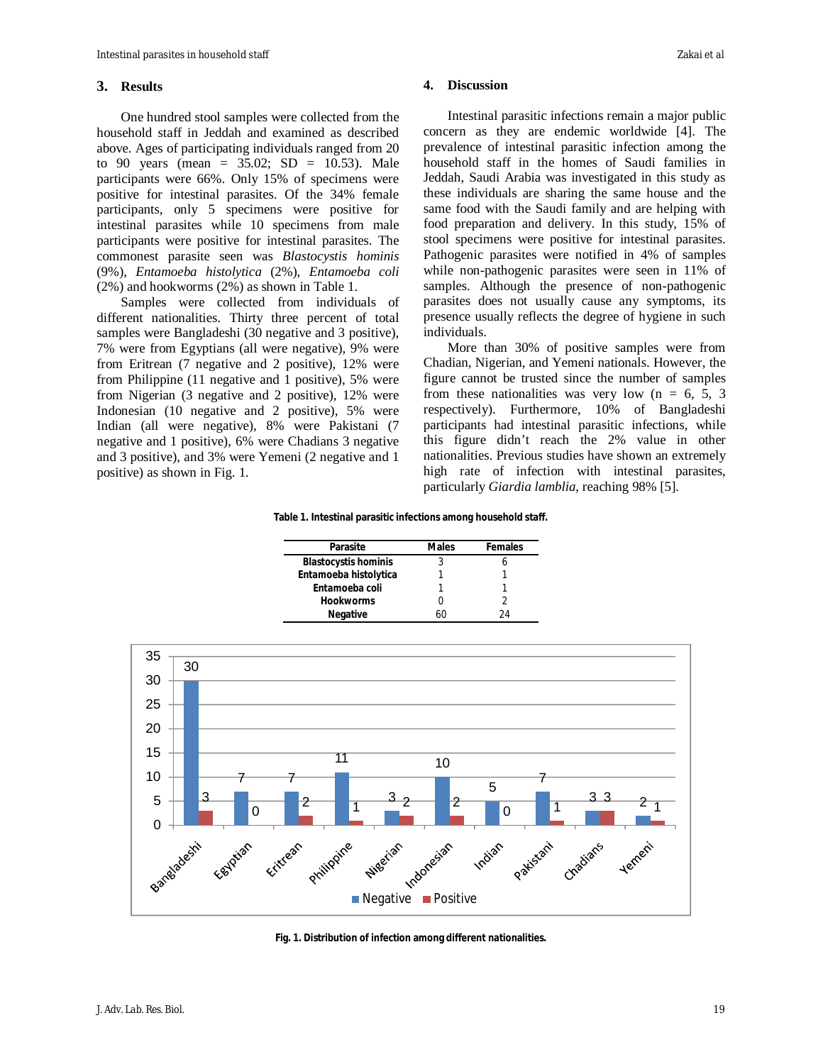## 3. Results

One hundred stool samples were collected from the household staff in Jeddah and examined as described above. Ages of participating individuals ranged from 20 to 90 years (mean = 35.02; SD = 10.53). Male participants were 66%. Only 15% of specimens were positive for intestinal parasites. Of the 34% female participants, only 5 specimens were positive for intestinal parasites while 10 specimens from male participants were positive for intestinal parasites. The commonest parasite seen was *Blastocystis hominis* (9%), *Entamoeba histolytica* (2%), *Entamoeba coli* (2%) and hookworms (2%) as shown in Table 1.

Samples were collected from individuals of different nationalities. Thirty three percent of total samples were Bangladeshi (30 negative and 3 positive), 7% were from Egyptians (all were negative), 9% were from Eritrean (7 negative and 2 positive), 12% were from Philippine (11 negative and 1 positive), 5% were from Nigerian (3 negative and 2 positive), 12% were Indonesian (10 negative and 2 positive), 5% were Indian (all were negative), 8% were Pakistani (7 negative and 1 positive), 6% were Chadians 3 negative and 3 positive), and 3% were Yemeni (2 negative and 1 positive) as shown in Fig. 1.

## 4. Discussion

Intestinal parasitic infections remain a major public concern as they are endemic worldwide [4]. The prevalence of intestinal parasitic infection among the household staff in the homes of Saudi families in Jeddah, Saudi Arabia was investigated in this study as these individuals are sharing the same house and the same food with the Saudi family and are helping with food preparation and delivery. In this study, 15% of stool specimens were positive for intestinal parasites. Pathogenic parasites were notified in 4% of samples while non-pathogenic parasites were seen in 11% of samples. Although the presence of non-pathogenic parasites does not usually cause any symptoms, its presence usually reflects the degree of hygiene in such individuals.

More than 30% of positive samples were from Chadian, Nigerian, and Yemeni nationals. However, the figure cannot be trusted since the number of samples from these nationalities was very low (n = 6, 5, 3 respectively). Furthermore, 10% of Bangladeshi participants had intestinal parasitic infections, while this figure didn't reach the 2% value in other nationalities. Previous studies have shown an extremely high rate of infection with intestinal parasites, particularly *Giardia lamblia*, reaching 98% [5].

**Table 1. Intestinal parasitic infections among household staff.**

| Parasite | Males | Females |
|---|---|---|
| Blastocystis hominis | 3 | 6 |
| Entamoeba histolytica | 1 | 1 |
| Entamoeba coli | 1 | 1 |
| Hookworms | 0 | 2 |
| Negative | 60 | 24 |

| Nationality | Negative | Positive |
|---|---|---|
| Bangladeshi | 30 | 3 |
| Egyptian | 7 | 0 |
| Eritrean | 7 | 2 |
| Philippine | 11 | 1 |
| Nigerian | 3 | 2 |
| Indonesian | 10 | 2 |
| Indian | 5 | 0 |
| Pakistani | 7 | 1 |
| Chadians | 3 | 3 |
| Yemeni | 2 | 1 |

**Fig. 1. Distribution of infection among different nationalities.**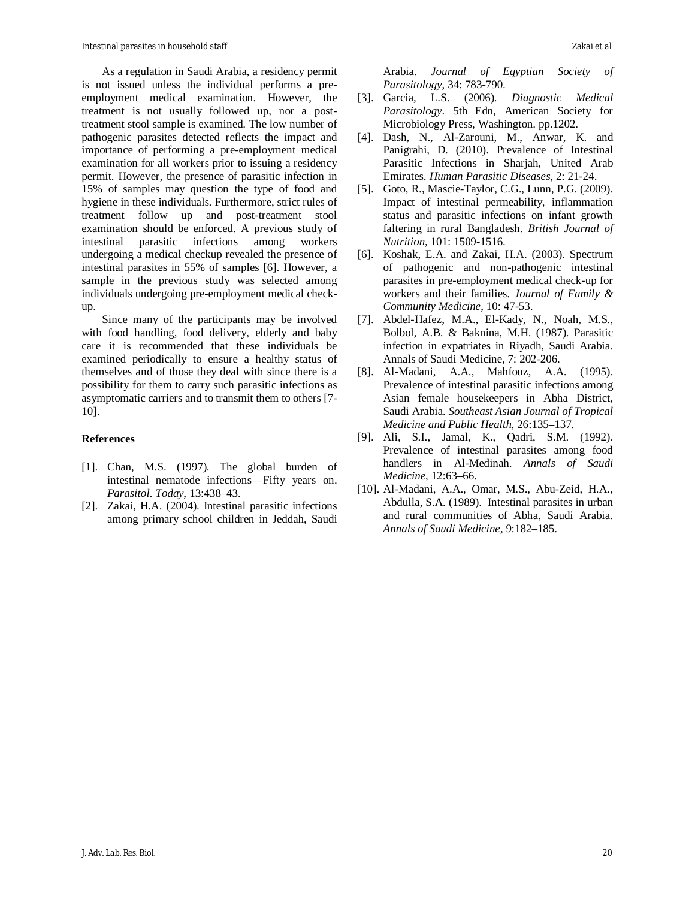As a regulation in Saudi Arabia, a residency permit is not issued unless the individual performs a pre-employment medical examination. However, the treatment is not usually followed up, nor a post-treatment stool sample is examined. The low number of pathogenic parasites detected reflects the impact and importance of performing a pre-employment medical examination for all workers prior to issuing a residency permit. However, the presence of parasitic infection in 15% of samples may question the type of food and hygiene in these individuals. Furthermore, strict rules of treatment follow up and post-treatment stool examination should be enforced. A previous study of intestinal parasitic infections among workers undergoing a medical checkup revealed the presence of intestinal parasites in 55% of samples [6]. However, a sample in the previous study was selected among individuals undergoing pre-employment medical check-up.

Since many of the participants may be involved with food handling, food delivery, elderly and baby care it is recommended that these individuals be examined periodically to ensure a healthy status of themselves and of those they deal with since there is a possibility for them to carry such parasitic infections as asymptomatic carriers and to transmit them to others [7-10].

## References

[1]. Chan, M.S. (1997). The global burden of intestinal nematode infections—Fifty years on. *Parasitol. Today*, 13:438–43.

[2]. Zakai, H.A. (2004). Intestinal parasitic infections among primary school children in Jeddah, Saudi Arabia. *Journal of Egyptian Society of Parasitology*, 34: 783-790.

[3]. Garcia, L.S. (2006). *Diagnostic Medical Parasitology*. 5th Edn, American Society for Microbiology Press, Washington. pp.1202.

[4]. Dash, N., Al-Zarouni, M., Anwar, K. and Panigrahi, D. (2010). Prevalence of Intestinal Parasitic Infections in Sharjah, United Arab Emirates. *Human Parasitic Diseases*, 2: 21-24.

[5]. Goto, R., Mascie-Taylor, C.G., Lunn, P.G. (2009). Impact of intestinal permeability, inflammation status and parasitic infections on infant growth faltering in rural Bangladesh. *British Journal of Nutrition*, 101: 1509-1516.

[6]. Koshak, E.A. and Zakai, H.A. (2003). Spectrum of pathogenic and non-pathogenic intestinal parasites in pre-employment medical check-up for workers and their families. *Journal of Family & Community Medicine*, 10: 47-53.

[7]. Abdel-Hafez, M.A., El-Kady, N., Noah, M.S., Bolbol, A.B. & Baknina, M.H. (1987). Parasitic infection in expatriates in Riyadh, Saudi Arabia. Annals of Saudi Medicine, 7: 202-206.

[8]. Al-Madani, A.A., Mahfouz, A.A. (1995). Prevalence of intestinal parasitic infections among Asian female housekeepers in Abha District, Saudi Arabia. *Southeast Asian Journal of Tropical Medicine and Public Health*, 26:135–137.

[9]. Ali, S.I., Jamal, K., Qadri, S.M. (1992). Prevalence of intestinal parasites among food handlers in Al-Medinah. *Annals of Saudi Medicine*, 12:63–66.

[10]. Al-Madani, A.A., Omar, M.S., Abu-Zeid, H.A., Abdulla, S.A. (1989). Intestinal parasites in urban and rural communities of Abha, Saudi Arabia. *Annals of Saudi Medicine,* 9:182–185.